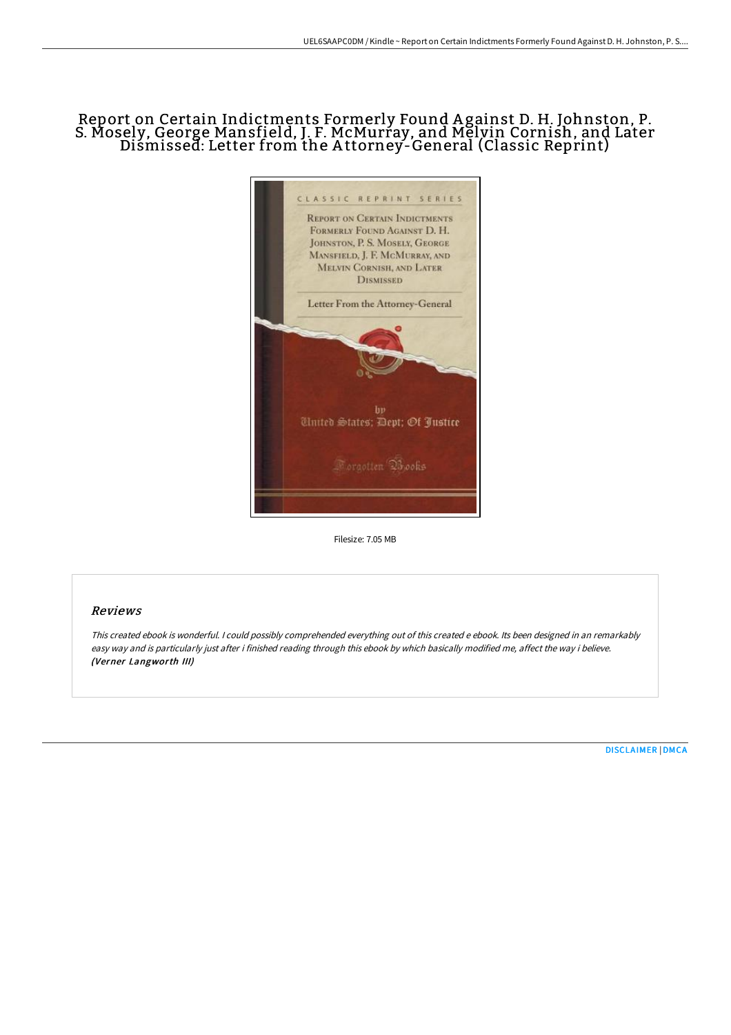# Report on Certain Indictments Formerly Found Against D. H. Johnston, P. S. Mosely, George Mansfield, J. F. McMurray, and Melvin Cornish, and Later Dismissed: Letter from the Attorney-General (Classic Reprint)

Filesize: 7.05 MB

## Reviews

*This created ebook is wonderful. I could possibly comprehended everything out of this created e ebook. Its been designed in an remarkably easy way and is particularly just after i finished reading through this ebook by which basically modified me, affect the way i believe.* ***(Verner Langworth III)***

[DISCLAIMER](#) | [DMCA](#)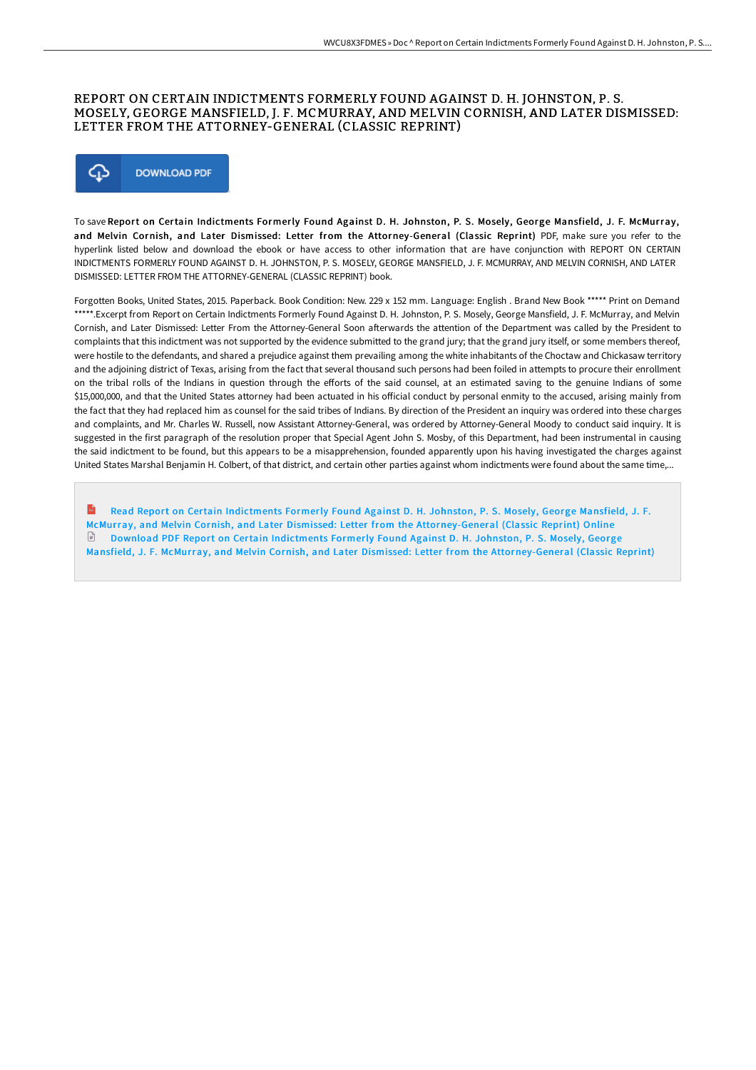# REPORT ON CERTAIN INDICTMENTS FORMERLY FOUND AGAINST D. H. JOHNSTON, P. S. MOSELY, GEORGE MANSFIELD, J. F. MCMURRAY, AND MELVIN CORNISH, AND LATER DISMISSED: LETTER FROM THE ATTORNEY-GENERAL (CLASSIC REPRINT)

DOWNLOAD PDF

To save **Report on Certain Indictments Formerly Found Against D. H. Johnston, P. S. Mosely, George Mansfield, J. F. McMurray, and Melvin Cornish, and Later Dismissed: Letter from the Attorney-General (Classic Reprint)** PDF, make sure you refer to the hyperlink listed below and download the ebook or have access to other information that are have conjunction with REPORT ON CERTAIN INDICTMENTS FORMERLY FOUND AGAINST D. H. JOHNSTON, P. S. MOSELY, GEORGE MANSFIELD, J. F. MCMURRAY, AND MELVIN CORNISH, AND LATER DISMISSED: LETTER FROM THE ATTORNEY-GENERAL (CLASSIC REPRINT) book.

Forgotten Books, United States, 2015. Paperback. Book Condition: New. 229 x 152 mm. Language: English . Brand New Book ***** Print on Demand *****.Excerpt from Report on Certain Indictments Formerly Found Against D. H. Johnston, P. S. Mosely, George Mansfield, J. F. McMurray, and Melvin Cornish, and Later Dismissed: Letter From the Attorney-General Soon afterwards the attention of the Department was called by the President to complaints that this indictment was not supported by the evidence submitted to the grand jury; that the grand jury itself, or some members thereof, were hostile to the defendants, and shared a prejudice against them prevailing among the white inhabitants of the Choctaw and Chickasaw territory and the adjoining district of Texas, arising from the fact that several thousand such persons had been foiled in attempts to procure their enrollment on the tribal rolls of the Indians in question through the efforts of the said counsel, at an estimated saving to the genuine Indians of some $15,000,000, and that the United States attorney had been actuated in his official conduct by personal enmity to the accused, arising mainly from the fact that they had replaced him as counsel for the said tribes of Indians. By direction of the President an inquiry was ordered into these charges and complaints, and Mr. Charles W. Russell, now Assistant Attorney-General, was ordered by Attorney-General Moody to conduct said inquiry. It is suggested in the first paragraph of the resolution proper that Special Agent John S. Mosby, of this Department, had been instrumental in causing the said indictment to be found, but this appears to be a misapprehension, founded apparently upon his having investigated the charges against United States Marshal Benjamin H. Colbert, of that district, and certain other parties against whom indictments were found about the same time,...

Read Report on Certain Indictments Formerly Found Against D. H. Johnston, P. S. Mosely, George Mansfield, J. F. McMurray, and Melvin Cornish, and Later Dismissed: Letter from the Attorney-General (Classic Reprint) Online

Download PDF Report on Certain Indictments Formerly Found Against D. H. Johnston, P. S. Mosely, George Mansfield, J. F. McMurray, and Melvin Cornish, and Later Dismissed: Letter from the Attorney-General (Classic Reprint)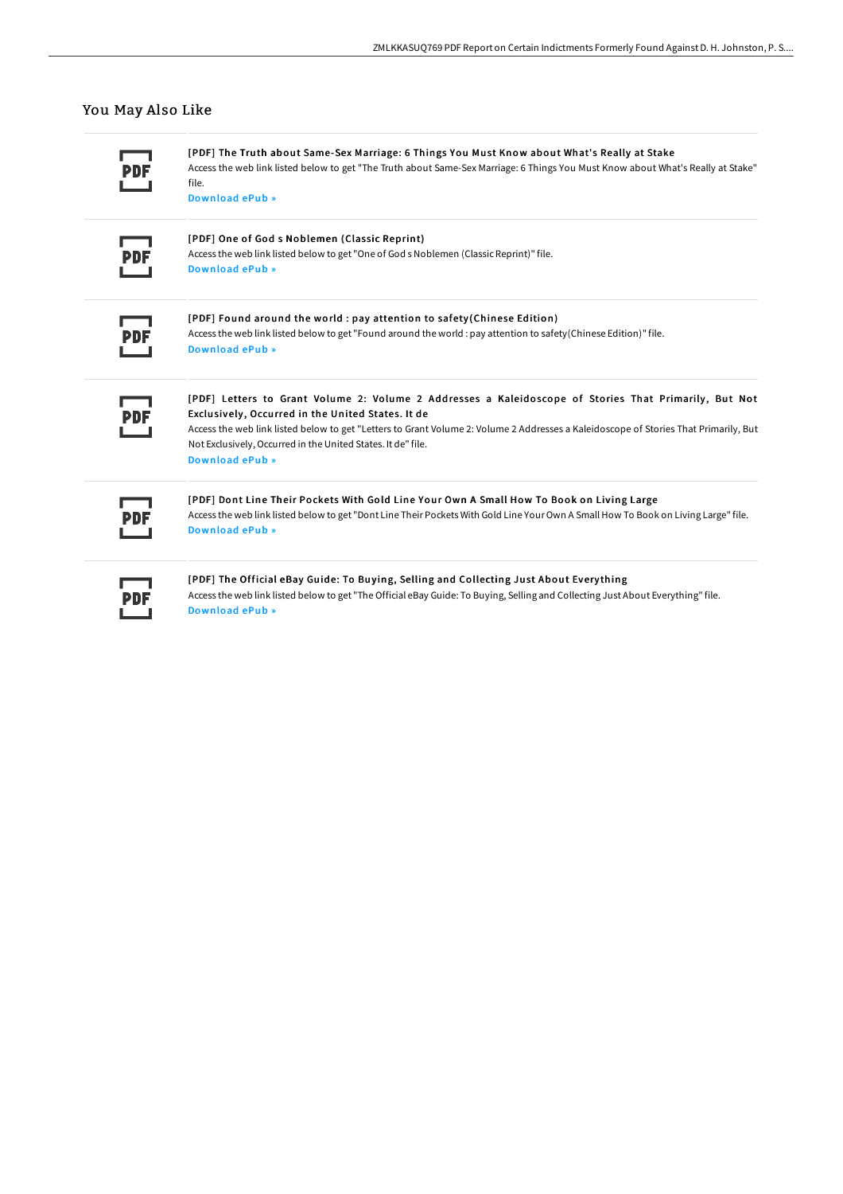## You May Also Like

**[PDF] The Truth about Same-Sex Marriage: 6 Things You Must Know about What's Really at Stake**

Access the web link listed below to get "The Truth about Same-Sex Marriage: 6 Things You Must Know about What's Really at Stake" file.

Download ePub »

**[PDF] One of God s Noblemen (Classic Reprint)**

Access the web link listed below to get "One of God s Noblemen (Classic Reprint)" file.

Download ePub »

**[PDF] Found around the world : pay attention to safety(Chinese Edition)**

Access the web link listed below to get "Found around the world : pay attention to safety(Chinese Edition)" file.

Download ePub »

**[PDF] Letters to Grant Volume 2: Volume 2 Addresses a Kaleidoscope of Stories That Primarily, But Not Exclusively, Occurred in the United States. It de**

Access the web link listed below to get "Letters to Grant Volume 2: Volume 2 Addresses a Kaleidoscope of Stories That Primarily, But Not Exclusively, Occurred in the United States. It de" file.

Download ePub »

**[PDF] Dont Line Their Pockets With Gold Line Your Own A Small How To Book on Living Large**

Access the web link listed below to get "Dont Line Their Pockets With Gold Line Your Own A Small How To Book on Living Large" file.

Download ePub »

**[PDF] The Official eBay Guide: To Buying, Selling and Collecting Just About Everything**

Access the web link listed below to get "The Official eBay Guide: To Buying, Selling and Collecting Just About Everything" file.

Download ePub »